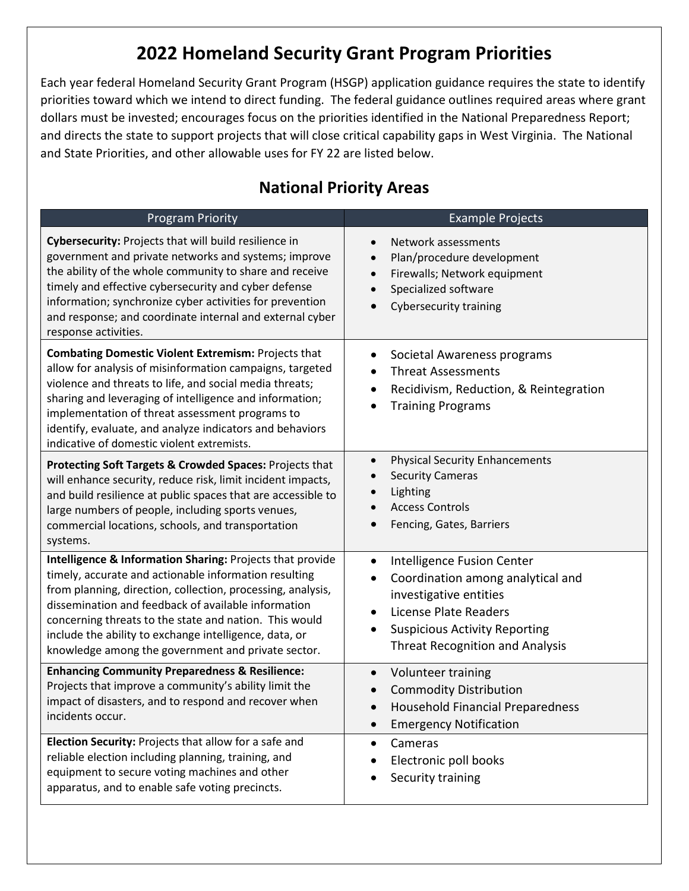# 2022 Homeland Security Grant Program Priorities

Each year federal Homeland Security Grant Program (HSGP) application guidance requires the state to identify priorities toward which we intend to direct funding. The federal guidance outlines required areas where grant dollars must be invested; encourages focus on the priorities identified in the National Preparedness Report; and directs the state to support projects that will close critical capability gaps in West Virginia. The National and State Priorities, and other allowable uses for FY 22 are listed below.

## National Priority Areas

| Program Priority | Example Projects |
| --- | --- |
| **Cybersecurity:** Projects that will build resilience in government and private networks and systems; improve the ability of the whole community to share and receive timely and effective cybersecurity and cyber defense information; synchronize cyber activities for prevention and response; and coordinate internal and external cyber response activities. | • Network assessments<br>• Plan/procedure development<br>• Firewalls; Network equipment<br>• Specialized software<br>• Cybersecurity training |
| **Combating Domestic Violent Extremism:** Projects that allow for analysis of misinformation campaigns, targeted violence and threats to life, and social media threats; sharing and leveraging of intelligence and information; implementation of threat assessment programs to identify, evaluate, and analyze indicators and behaviors indicative of domestic violent extremists. | • Societal Awareness programs<br>• Threat Assessments<br>• Recidivism, Reduction, & Reintegration<br>• Training Programs |
| **Protecting Soft Targets & Crowded Spaces:** Projects that will enhance security, reduce risk, limit incident impacts, and build resilience at public spaces that are accessible to large numbers of people, including sports venues, commercial locations, schools, and transportation systems. | • Physical Security Enhancements<br>• Security Cameras<br>• Lighting<br>• Access Controls<br>• Fencing, Gates, Barriers |
| **Intelligence & Information Sharing:** Projects that provide timely, accurate and actionable information resulting from planning, direction, collection, processing, analysis, dissemination and feedback of available information concerning threats to the state and nation. This would include the ability to exchange intelligence, data, or knowledge among the government and private sector. | • Intelligence Fusion Center<br>• Coordination among analytical and investigative entities<br>• License Plate Readers<br>• Suspicious Activity Reporting Threat Recognition and Analysis |
| **Enhancing Community Preparedness & Resilience:** Projects that improve a community's ability limit the impact of disasters, and to respond and recover when incidents occur. | • Volunteer training<br>• Commodity Distribution<br>• Household Financial Preparedness<br>• Emergency Notification |
| **Election Security:** Projects that allow for a safe and reliable election including planning, training, and equipment to secure voting machines and other apparatus, and to enable safe voting precincts. | • Cameras<br>• Electronic poll books<br>• Security training |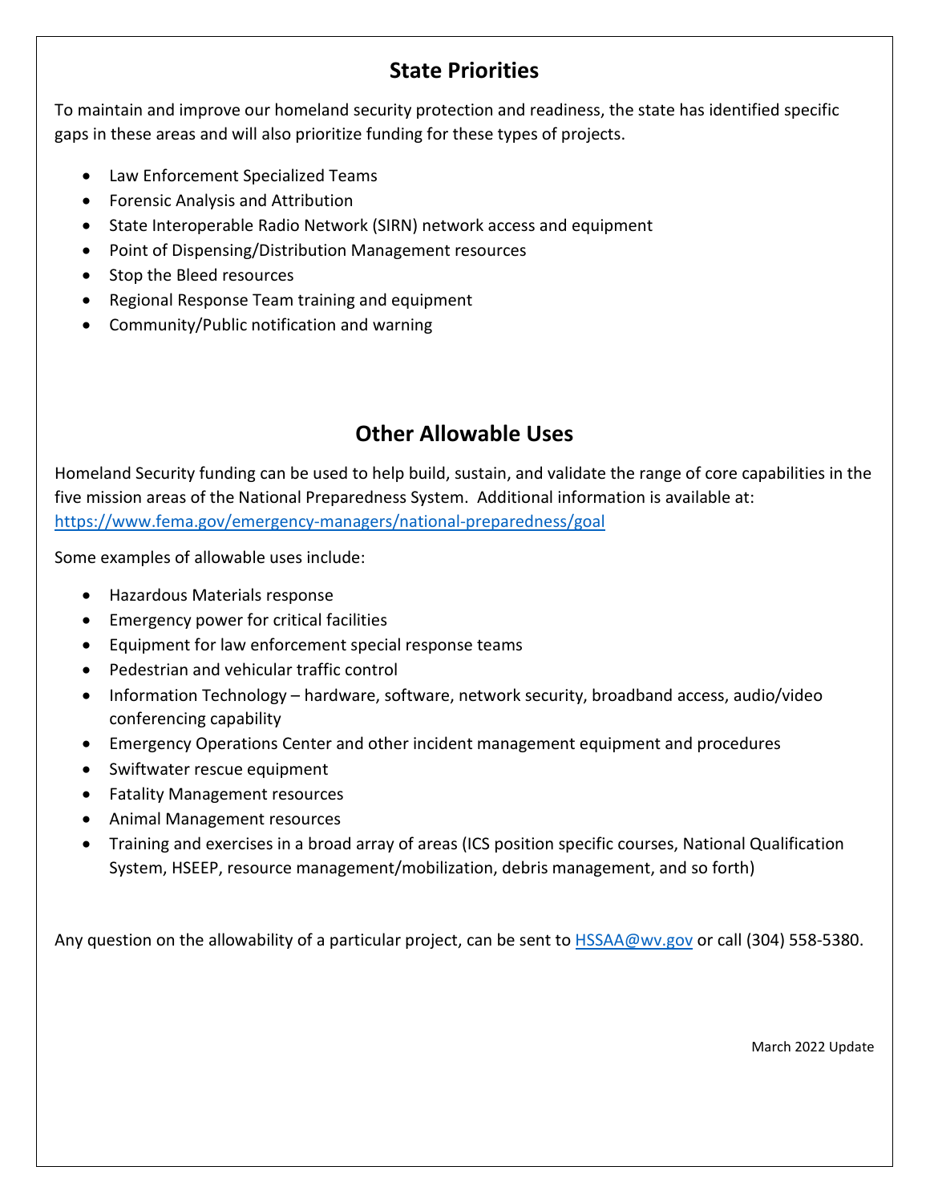## State Priorities

To maintain and improve our homeland security protection and readiness, the state has identified specific gaps in these areas and will also prioritize funding for these types of projects.

- Law Enforcement Specialized Teams
- Forensic Analysis and Attribution
- State Interoperable Radio Network (SIRN) network access and equipment
- Point of Dispensing/Distribution Management resources
- Stop the Bleed resources
- Regional Response Team training and equipment
- Community/Public notification and warning

## Other Allowable Uses

Homeland Security funding can be used to help build, sustain, and validate the range of core capabilities in the five mission areas of the National Preparedness System. Additional information is available at: https://www.fema.gov/emergency-managers/national-preparedness/goal

Some examples of allowable uses include:

- Hazardous Materials response
- Emergency power for critical facilities
- Equipment for law enforcement special response teams
- Pedestrian and vehicular traffic control
- Information Technology – hardware, software, network security, broadband access, audio/video conferencing capability
- Emergency Operations Center and other incident management equipment and procedures
- Swiftwater rescue equipment
- Fatality Management resources
- Animal Management resources
- Training and exercises in a broad array of areas (ICS position specific courses, National Qualification System, HSEEP, resource management/mobilization, debris management, and so forth)

Any question on the allowability of a particular project, can be sent to HSSAA@wv.gov or call (304) 558-5380.

March 2022 Update